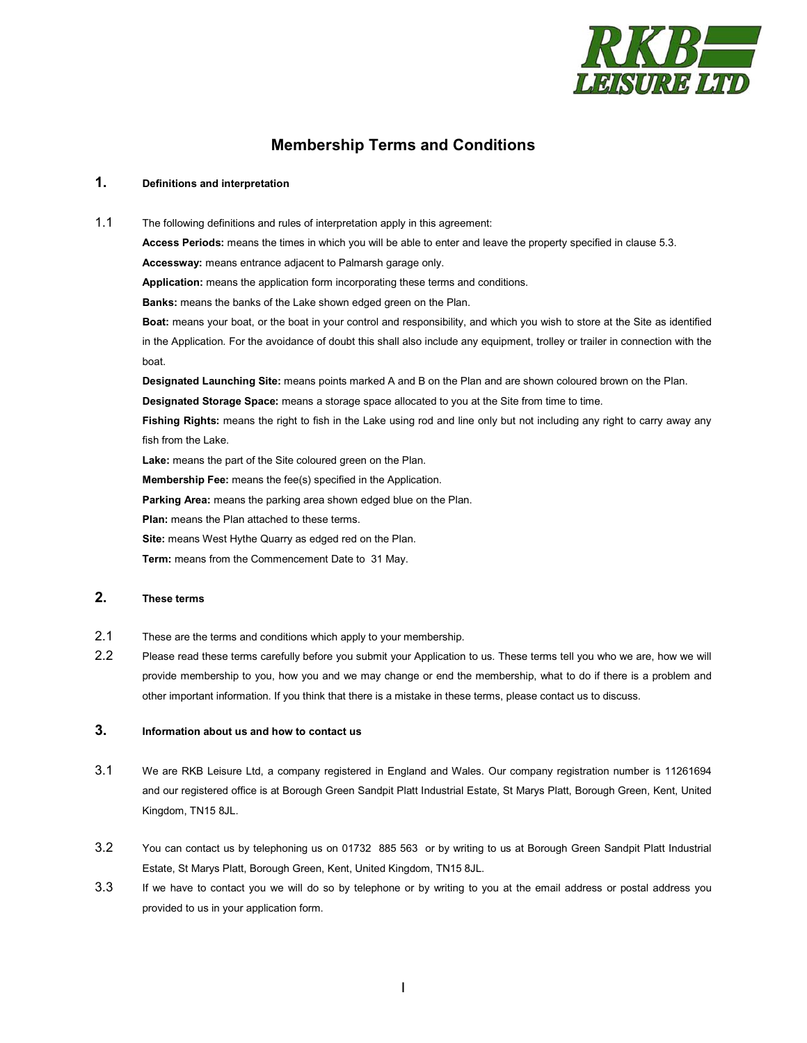# Membership Terms and Conditions

## 1. Definitions and interpretation

1.1 The following definitions and rules of interpretation apply in this agreement:

**Access Periods:** means the times in which you will be able to enter and leave the property specified in clause 5.3.

**Accessway:** means entrance adjacent to Palmarsh garage only.

**Application:** means the application form incorporating these terms and conditions.

**Banks:** means the banks of the Lake shown edged green on the Plan.

**Boat:** means your boat, or the boat in your control and responsibility, and which you wish to store at the Site as identified in the Application. For the avoidance of doubt this shall also include any equipment, trolley or trailer in connection with the boat.

**Designated Launching Site:** means points marked A and B on the Plan and are shown coloured brown on the Plan.

**Designated Storage Space:** means a storage space allocated to you at the Site from time to time.

**Fishing Rights:** means the right to fish in the Lake using rod and line only but not including any right to carry away any fish from the Lake.

**Lake:** means the part of the Site coloured green on the Plan.

**Membership Fee:** means the fee(s) specified in the Application.

**Parking Area:** means the parking area shown edged blue on the Plan.

**Plan:** means the Plan attached to these terms.

**Site:** means West Hythe Quarry as edged red on the Plan.

**Term:** means from the Commencement Date to 31 May.

## 2. These terms

2.1 These are the terms and conditions which apply to your membership.

2.2 Please read these terms carefully before you submit your Application to us. These terms tell you who we are, how we will provide membership to you, how you and we may change or end the membership, what to do if there is a problem and other important information. If you think that there is a mistake in these terms, please contact us to discuss.

## 3. Information about us and how to contact us

3.1 We are RKB Leisure Ltd, a company registered in England and Wales. Our company registration number is 11261694 and our registered office is at Borough Green Sandpit Platt Industrial Estate, St Marys Platt, Borough Green, Kent, United Kingdom, TN15 8JL.

3.2 You can contact us by telephoning us on 01732 885 563 or by writing to us at Borough Green Sandpit Platt Industrial Estate, St Marys Platt, Borough Green, Kent, United Kingdom, TN15 8JL.

3.3 If we have to contact you we will do so by telephone or by writing to you at the email address or postal address you provided to us in your application form.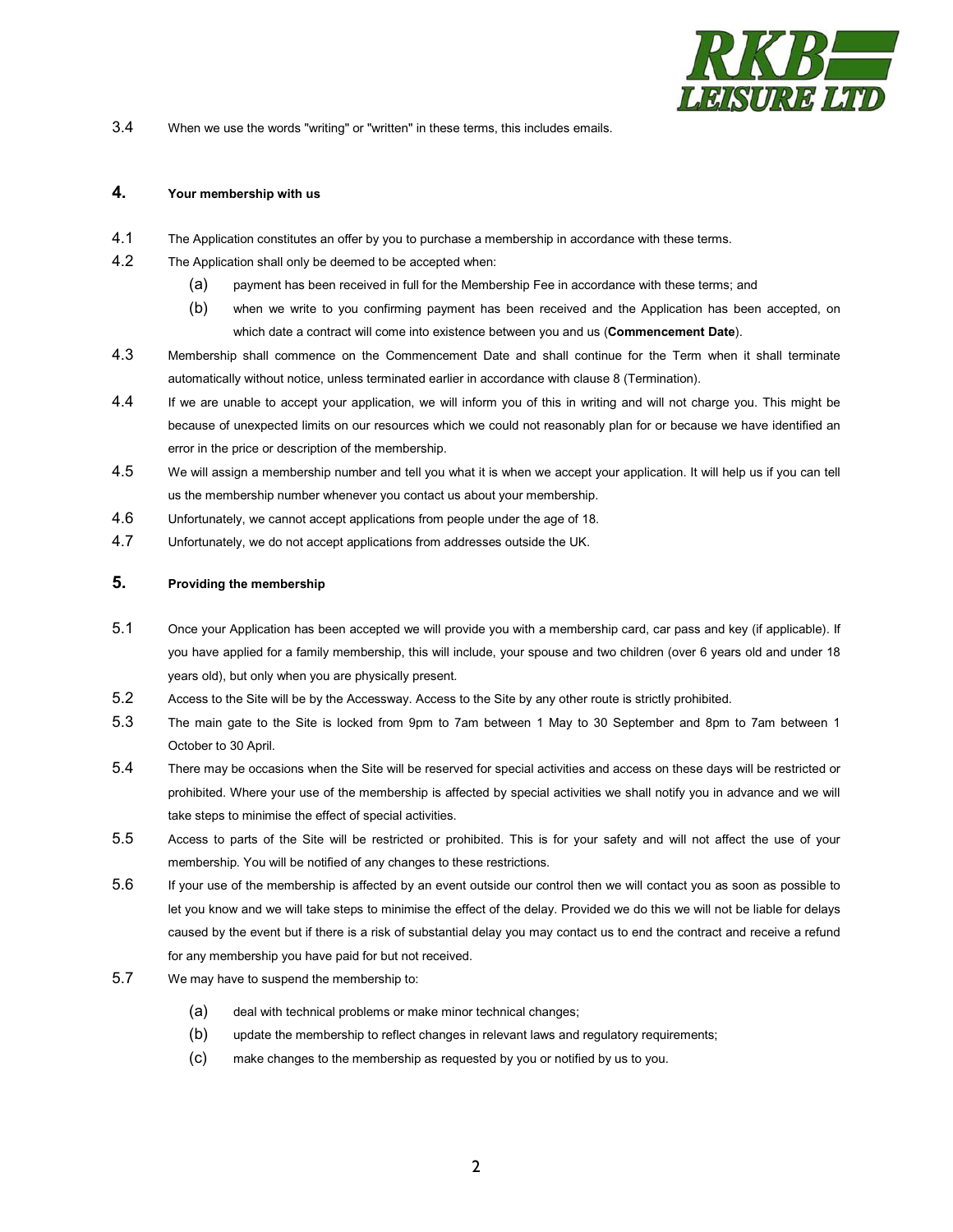3.4 When we use the words "writing" or "written" in these terms, this includes emails.

## 4. Your membership with us

4.1 The Application constitutes an offer by you to purchase a membership in accordance with these terms.

4.2 The Application shall only be deemed to be accepted when:

(a) payment has been received in full for the Membership Fee in accordance with these terms; and

(b) when we write to you confirming payment has been received and the Application has been accepted, on which date a contract will come into existence between you and us (**Commencement Date**).

4.3 Membership shall commence on the Commencement Date and shall continue for the Term when it shall terminate automatically without notice, unless terminated earlier in accordance with clause 8 (Termination).

4.4 If we are unable to accept your application, we will inform you of this in writing and will not charge you. This might be because of unexpected limits on our resources which we could not reasonably plan for or because we have identified an error in the price or description of the membership.

4.5 We will assign a membership number and tell you what it is when we accept your application. It will help us if you can tell us the membership number whenever you contact us about your membership.

4.6 Unfortunately, we cannot accept applications from people under the age of 18.

4.7 Unfortunately, we do not accept applications from addresses outside the UK.

## 5. Providing the membership

5.1 Once your Application has been accepted we will provide you with a membership card, car pass and key (if applicable). If you have applied for a family membership, this will include, your spouse and two children (over 6 years old and under 18 years old), but only when you are physically present.

5.2 Access to the Site will be by the Accessway. Access to the Site by any other route is strictly prohibited.

5.3 The main gate to the Site is locked from 9pm to 7am between 1 May to 30 September and 8pm to 7am between 1 October to 30 April.

5.4 There may be occasions when the Site will be reserved for special activities and access on these days will be restricted or prohibited. Where your use of the membership is affected by special activities we shall notify you in advance and we will take steps to minimise the effect of special activities.

5.5 Access to parts of the Site will be restricted or prohibited. This is for your safety and will not affect the use of your membership. You will be notified of any changes to these restrictions.

5.6 If your use of the membership is affected by an event outside our control then we will contact you as soon as possible to let you know and we will take steps to minimise the effect of the delay. Provided we do this we will not be liable for delays caused by the event but if there is a risk of substantial delay you may contact us to end the contract and receive a refund for any membership you have paid for but not received.

5.7 We may have to suspend the membership to:

(a) deal with technical problems or make minor technical changes;

(b) update the membership to reflect changes in relevant laws and regulatory requirements;

(c) make changes to the membership as requested by you or notified by us to you.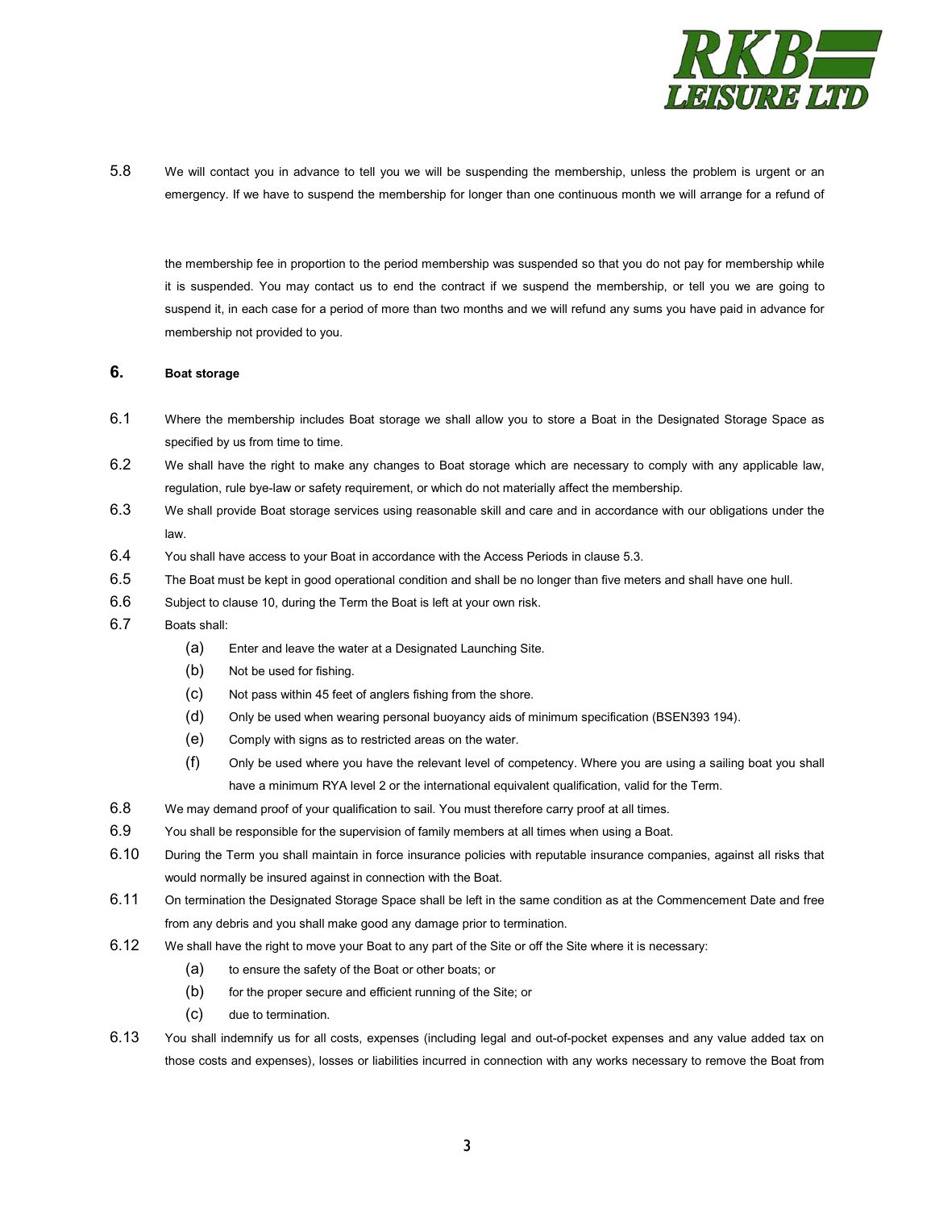5.8 We will contact you in advance to tell you we will be suspending the membership, unless the problem is urgent or an emergency. If we have to suspend the membership for longer than one continuous month we will arrange for a refund of the membership fee in proportion to the period membership was suspended so that you do not pay for membership while it is suspended. You may contact us to end the contract if we suspend the membership, or tell you we are going to suspend it, in each case for a period of more than two months and we will refund any sums you have paid in advance for membership not provided to you.

## 6. Boat storage

6.1 Where the membership includes Boat storage we shall allow you to store a Boat in the Designated Storage Space as specified by us from time to time.

6.2 We shall have the right to make any changes to Boat storage which are necessary to comply with any applicable law, regulation, rule bye-law or safety requirement, or which do not materially affect the membership.

6.3 We shall provide Boat storage services using reasonable skill and care and in accordance with our obligations under the law.

6.4 You shall have access to your Boat in accordance with the Access Periods in clause 5.3.

6.5 The Boat must be kept in good operational condition and shall be no longer than five meters and shall have one hull.

6.6 Subject to clause 10, during the Term the Boat is left at your own risk.

6.7 Boats shall:

- (a) Enter and leave the water at a Designated Launching Site.
- (b) Not be used for fishing.
- (c) Not pass within 45 feet of anglers fishing from the shore.
- (d) Only be used when wearing personal buoyancy aids of minimum specification (BSEN393 194).
- (e) Comply with signs as to restricted areas on the water.
- (f) Only be used where you have the relevant level of competency. Where you are using a sailing boat you shall have a minimum RYA level 2 or the international equivalent qualification, valid for the Term.

6.8 We may demand proof of your qualification to sail. You must therefore carry proof at all times.

6.9 You shall be responsible for the supervision of family members at all times when using a Boat.

6.10 During the Term you shall maintain in force insurance policies with reputable insurance companies, against all risks that would normally be insured against in connection with the Boat.

6.11 On termination the Designated Storage Space shall be left in the same condition as at the Commencement Date and free from any debris and you shall make good any damage prior to termination.

6.12 We shall have the right to move your Boat to any part of the Site or off the Site where it is necessary:

- (a) to ensure the safety of the Boat or other boats; or
- (b) for the proper secure and efficient running of the Site; or
- (c) due to termination.

6.13 You shall indemnify us for all costs, expenses (including legal and out-of-pocket expenses and any value added tax on those costs and expenses), losses or liabilities incurred in connection with any works necessary to remove the Boat from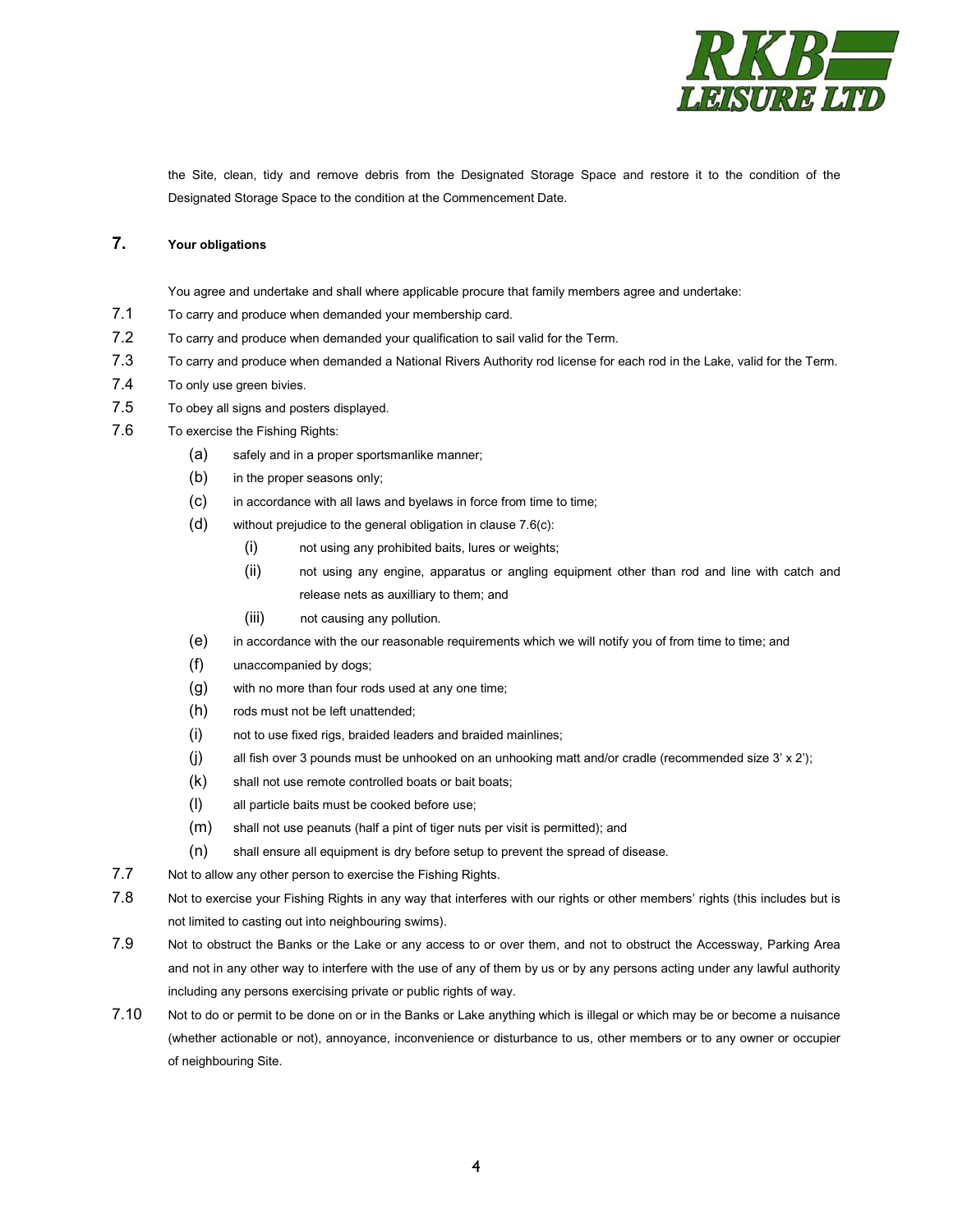the Site, clean, tidy and remove debris from the Designated Storage Space and restore it to the condition of the Designated Storage Space to the condition at the Commencement Date.

## 7. Your obligations

You agree and undertake and shall where applicable procure that family members agree and undertake:

7.1 To carry and produce when demanded your membership card.

7.2 To carry and produce when demanded your qualification to sail valid for the Term.

7.3 To carry and produce when demanded a National Rivers Authority rod license for each rod in the Lake, valid for the Term.

7.4 To only use green bivies.

7.5 To obey all signs and posters displayed.

7.6 To exercise the Fishing Rights:

- (a) safely and in a proper sportsmanlike manner;
- (b) in the proper seasons only;
- (c) in accordance with all laws and byelaws in force from time to time;
- (d) without prejudice to the general obligation in clause 7.6(c):
  - (i) not using any prohibited baits, lures or weights;
  - (ii) not using any engine, apparatus or angling equipment other than rod and line with catch and release nets as auxilliary to them; and
  - (iii) not causing any pollution.
- (e) in accordance with the our reasonable requirements which we will notify you of from time to time; and
- (f) unaccompanied by dogs;
- (g) with no more than four rods used at any one time;
- (h) rods must not be left unattended;
- (i) not to use fixed rigs, braided leaders and braided mainlines;
- (j) all fish over 3 pounds must be unhooked on an unhooking matt and/or cradle (recommended size 3' x 2');
- (k) shall not use remote controlled boats or bait boats;
- (l) all particle baits must be cooked before use;
- (m) shall not use peanuts (half a pint of tiger nuts per visit is permitted); and
- (n) shall ensure all equipment is dry before setup to prevent the spread of disease.

7.7 Not to allow any other person to exercise the Fishing Rights.

7.8 Not to exercise your Fishing Rights in any way that interferes with our rights or other members' rights (this includes but is not limited to casting out into neighbouring swims).

7.9 Not to obstruct the Banks or the Lake or any access to or over them, and not to obstruct the Accessway, Parking Area and not in any other way to interfere with the use of any of them by us or by any persons acting under any lawful authority including any persons exercising private or public rights of way.

7.10 Not to do or permit to be done on or in the Banks or Lake anything which is illegal or which may be or become a nuisance (whether actionable or not), annoyance, inconvenience or disturbance to us, other members or to any owner or occupier of neighbouring Site.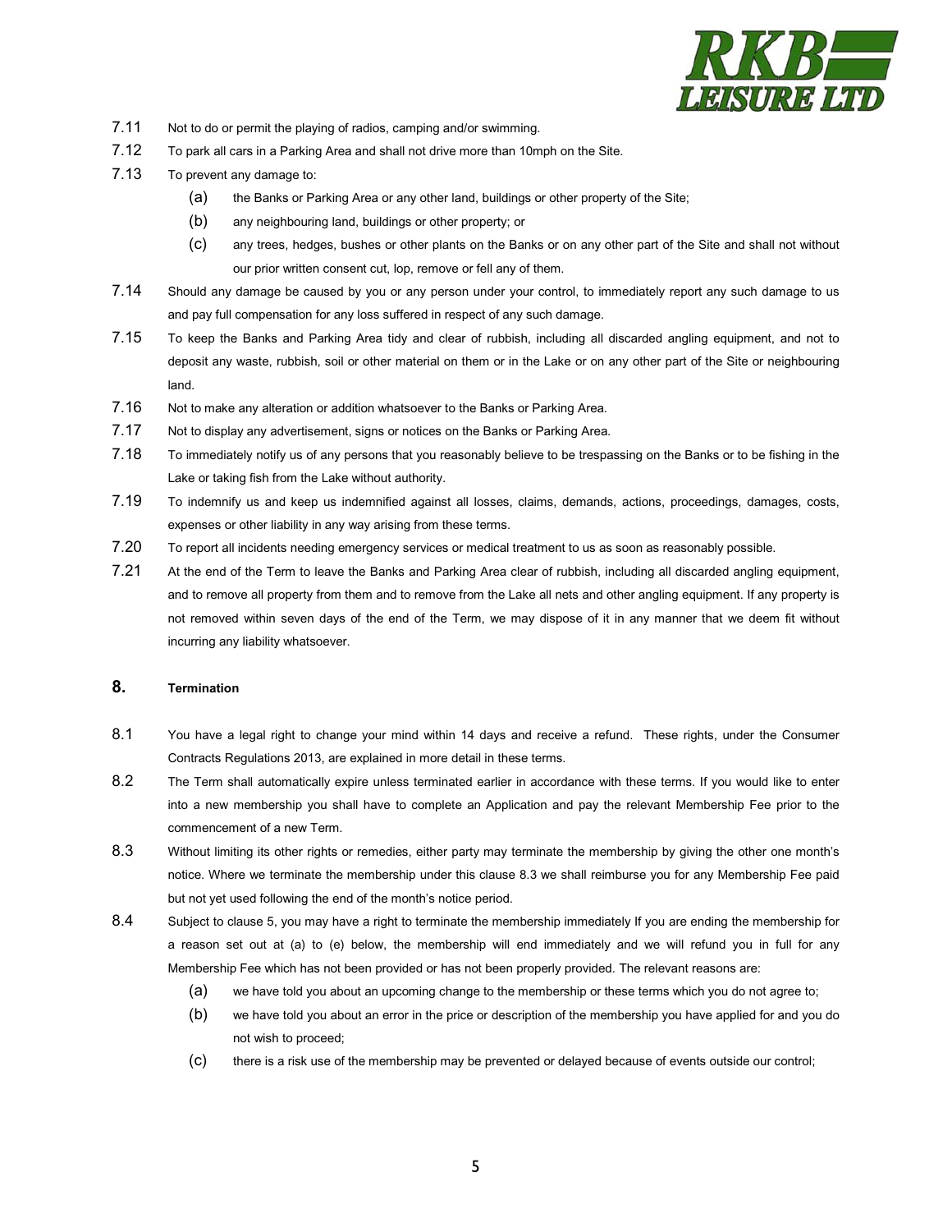7.11 Not to do or permit the playing of radios, camping and/or swimming.

7.12 To park all cars in a Parking Area and shall not drive more than 10mph on the Site.

7.13 To prevent any damage to:

- (a) the Banks or Parking Area or any other land, buildings or other property of the Site;
- (b) any neighbouring land, buildings or other property; or
- (c) any trees, hedges, bushes or other plants on the Banks or on any other part of the Site and shall not without our prior written consent cut, lop, remove or fell any of them.

7.14 Should any damage be caused by you or any person under your control, to immediately report any such damage to us and pay full compensation for any loss suffered in respect of any such damage.

7.15 To keep the Banks and Parking Area tidy and clear of rubbish, including all discarded angling equipment, and not to deposit any waste, rubbish, soil or other material on them or in the Lake or on any other part of the Site or neighbouring land.

7.16 Not to make any alteration or addition whatsoever to the Banks or Parking Area.

7.17 Not to display any advertisement, signs or notices on the Banks or Parking Area.

7.18 To immediately notify us of any persons that you reasonably believe to be trespassing on the Banks or to be fishing in the Lake or taking fish from the Lake without authority.

7.19 To indemnify us and keep us indemnified against all losses, claims, demands, actions, proceedings, damages, costs, expenses or other liability in any way arising from these terms.

7.20 To report all incidents needing emergency services or medical treatment to us as soon as reasonably possible.

7.21 At the end of the Term to leave the Banks and Parking Area clear of rubbish, including all discarded angling equipment, and to remove all property from them and to remove from the Lake all nets and other angling equipment. If any property is not removed within seven days of the end of the Term, we may dispose of it in any manner that we deem fit without incurring any liability whatsoever.

## 8. Termination

8.1 You have a legal right to change your mind within 14 days and receive a refund. These rights, under the Consumer Contracts Regulations 2013, are explained in more detail in these terms.

8.2 The Term shall automatically expire unless terminated earlier in accordance with these terms. If you would like to enter into a new membership you shall have to complete an Application and pay the relevant Membership Fee prior to the commencement of a new Term.

8.3 Without limiting its other rights or remedies, either party may terminate the membership by giving the other one month's notice. Where we terminate the membership under this clause 8.3 we shall reimburse you for any Membership Fee paid but not yet used following the end of the month's notice period.

8.4 Subject to clause 5, you may have a right to terminate the membership immediately If you are ending the membership for a reason set out at (a) to (e) below, the membership will end immediately and we will refund you in full for any Membership Fee which has not been provided or has not been properly provided. The relevant reasons are:

- (a) we have told you about an upcoming change to the membership or these terms which you do not agree to;
- (b) we have told you about an error in the price or description of the membership you have applied for and you do not wish to proceed;
- (c) there is a risk use of the membership may be prevented or delayed because of events outside our control;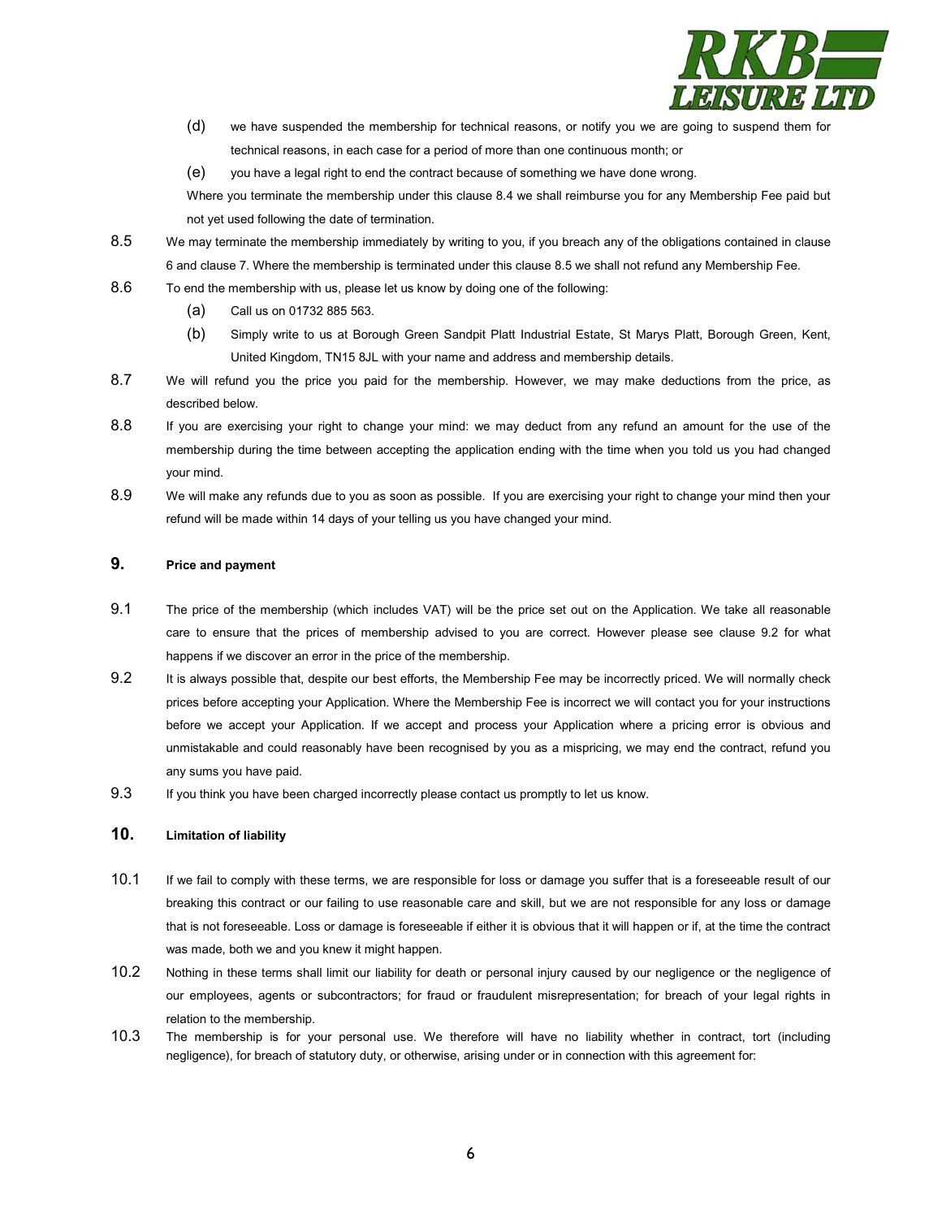(d) we have suspended the membership for technical reasons, or notify you we are going to suspend them for technical reasons, in each case for a period of more than one continuous month; or

(e) you have a legal right to end the contract because of something we have done wrong.

Where you terminate the membership under this clause 8.4 we shall reimburse you for any Membership Fee paid but not yet used following the date of termination.

8.5 We may terminate the membership immediately by writing to you, if you breach any of the obligations contained in clause 6 and clause 7. Where the membership is terminated under this clause 8.5 we shall not refund any Membership Fee.

8.6 To end the membership with us, please let us know by doing one of the following:

(a) Call us on 01732 885 563.

(b) Simply write to us at Borough Green Sandpit Platt Industrial Estate, St Marys Platt, Borough Green, Kent, United Kingdom, TN15 8JL with your name and address and membership details.

8.7 We will refund you the price you paid for the membership. However, we may make deductions from the price, as described below.

8.8 If you are exercising your right to change your mind: we may deduct from any refund an amount for the use of the membership during the time between accepting the application ending with the time when you told us you had changed your mind.

8.9 We will make any refunds due to you as soon as possible. If you are exercising your right to change your mind then your refund will be made within 14 days of your telling us you have changed your mind.

## 9. Price and payment

9.1 The price of the membership (which includes VAT) will be the price set out on the Application. We take all reasonable care to ensure that the prices of membership advised to you are correct. However please see clause 9.2 for what happens if we discover an error in the price of the membership.

9.2 It is always possible that, despite our best efforts, the Membership Fee may be incorrectly priced. We will normally check prices before accepting your Application. Where the Membership Fee is incorrect we will contact you for your instructions before we accept your Application. If we accept and process your Application where a pricing error is obvious and unmistakable and could reasonably have been recognised by you as a mispricing, we may end the contract, refund you any sums you have paid.

9.3 If you think you have been charged incorrectly please contact us promptly to let us know.

## 10. Limitation of liability

10.1 If we fail to comply with these terms, we are responsible for loss or damage you suffer that is a foreseeable result of our breaking this contract or our failing to use reasonable care and skill, but we are not responsible for any loss or damage that is not foreseeable. Loss or damage is foreseeable if either it is obvious that it will happen or if, at the time the contract was made, both we and you knew it might happen.

10.2 Nothing in these terms shall limit our liability for death or personal injury caused by our negligence or the negligence of our employees, agents or subcontractors; for fraud or fraudulent misrepresentation; for breach of your legal rights in relation to the membership.

10.3 The membership is for your personal use. We therefore will have no liability whether in contract, tort (including negligence), for breach of statutory duty, or otherwise, arising under or in connection with this agreement for: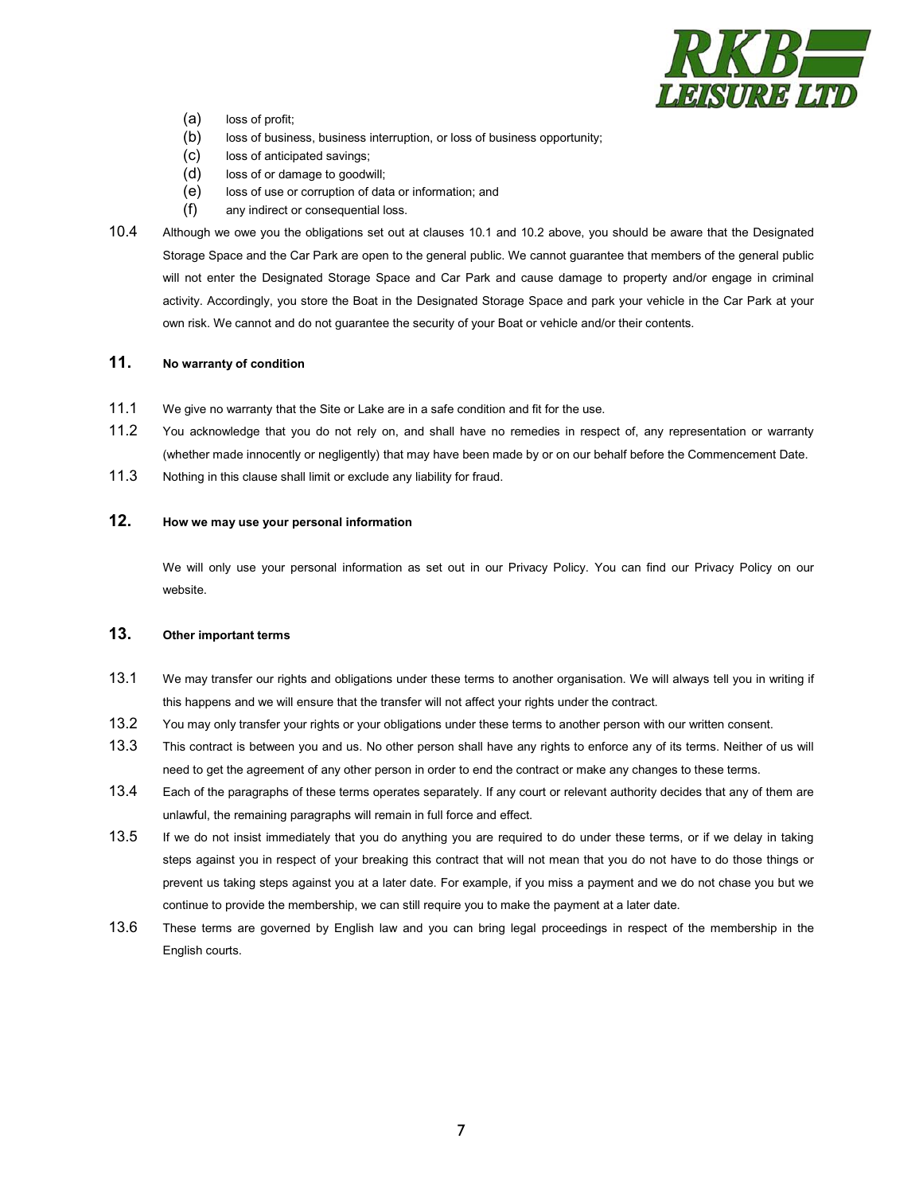(a) loss of profit;
(b) loss of business, business interruption, or loss of business opportunity;
(c) loss of anticipated savings;
(d) loss of or damage to goodwill;
(e) loss of use or corruption of data or information; and
(f) any indirect or consequential loss.

10.4 Although we owe you the obligations set out at clauses 10.1 and 10.2 above, you should be aware that the Designated Storage Space and the Car Park are open to the general public. We cannot guarantee that members of the general public will not enter the Designated Storage Space and Car Park and cause damage to property and/or engage in criminal activity. Accordingly, you store the Boat in the Designated Storage Space and park your vehicle in the Car Park at your own risk. We cannot and do not guarantee the security of your Boat or vehicle and/or their contents.

## 11. No warranty of condition

11.1 We give no warranty that the Site or Lake are in a safe condition and fit for the use.

11.2 You acknowledge that you do not rely on, and shall have no remedies in respect of, any representation or warranty (whether made innocently or negligently) that may have been made by or on our behalf before the Commencement Date.

11.3 Nothing in this clause shall limit or exclude any liability for fraud.

## 12. How we may use your personal information

We will only use your personal information as set out in our Privacy Policy. You can find our Privacy Policy on our website.

## 13. Other important terms

13.1 We may transfer our rights and obligations under these terms to another organisation. We will always tell you in writing if this happens and we will ensure that the transfer will not affect your rights under the contract.

13.2 You may only transfer your rights or your obligations under these terms to another person with our written consent.

13.3 This contract is between you and us. No other person shall have any rights to enforce any of its terms. Neither of us will need to get the agreement of any other person in order to end the contract or make any changes to these terms.

13.4 Each of the paragraphs of these terms operates separately. If any court or relevant authority decides that any of them are unlawful, the remaining paragraphs will remain in full force and effect.

13.5 If we do not insist immediately that you do anything you are required to do under these terms, or if we delay in taking steps against you in respect of your breaking this contract that will not mean that you do not have to do those things or prevent us taking steps against you at a later date. For example, if you miss a payment and we do not chase you but we continue to provide the membership, we can still require you to make the payment at a later date.

13.6 These terms are governed by English law and you can bring legal proceedings in respect of the membership in the English courts.